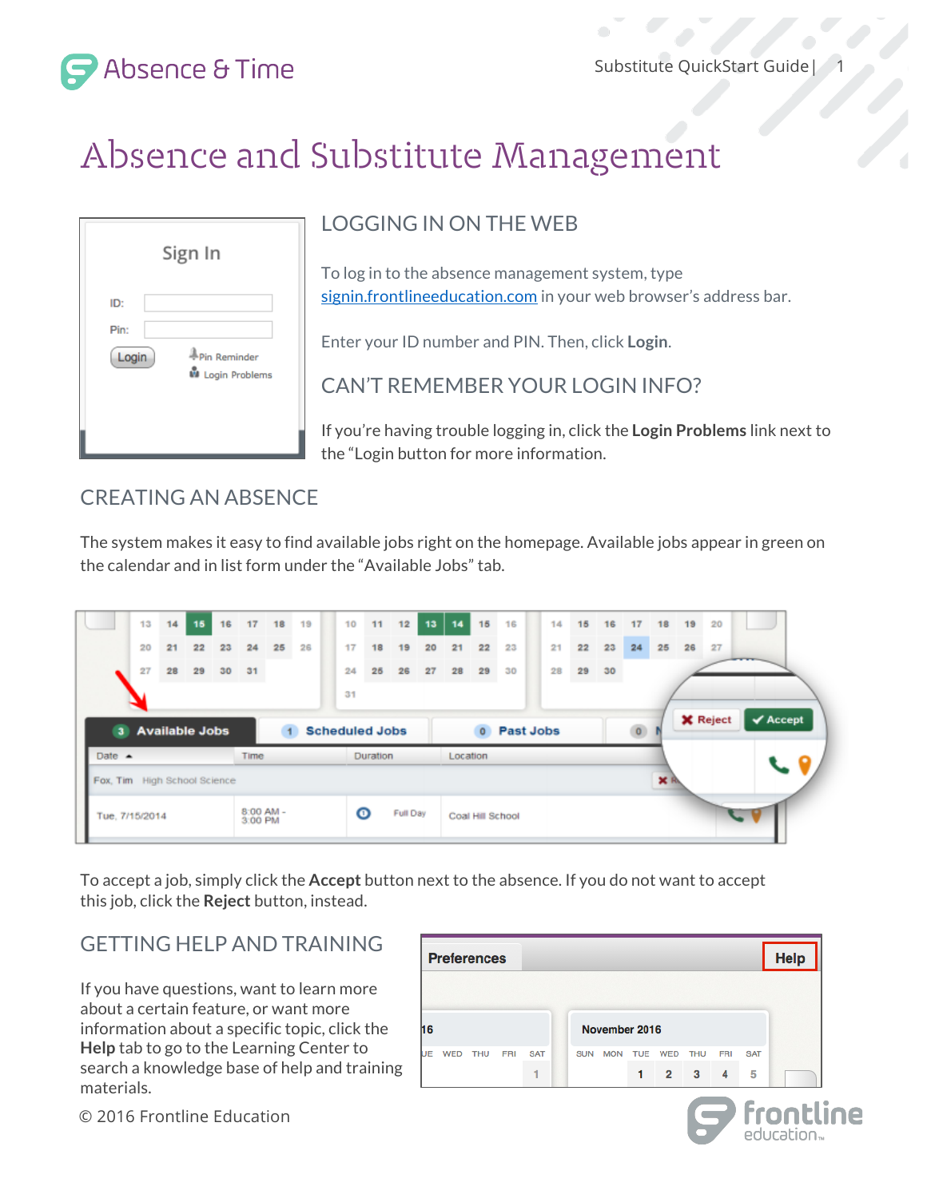# Absence and Substitute Management

## LOGGING IN ON THE WEB

To log in to the absence management system, type signin.frontlineeducation.com in your web browser's address bar.

Enter your ID number and PIN. Then, click **Login**.

## CAN'T REMEMBER YOUR LOGIN INFO?

If you're having trouble logging in, click the **Login Problems** link next to the "Login button for more information.

## CREATING AN ABSENCE

The system makes it easy to find available jobs right on the homepage. Available jobs appear in green on the calendar and in list form under the "Available Jobs" tab.

To accept a job, simply click the **Accept** button next to the absence. If you do not want to accept this job, click the **Reject** button, instead.

## GETTING HELP AND TRAINING

If you have questions, want to learn more about a certain feature, or want more information about a specific topic, click the **Help** tab to go to the Learning Center to search a knowledge base of help and training materials.

© 2016 Frontline Education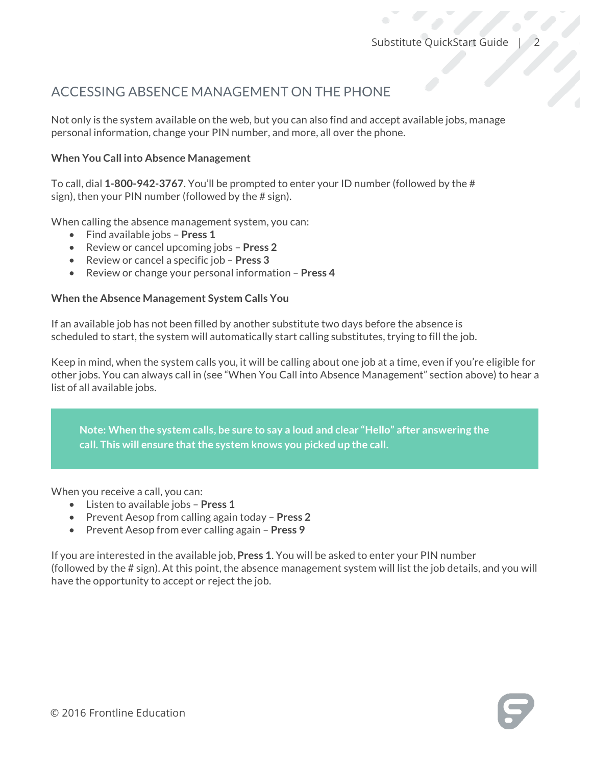## ACCESSING ABSENCE MANAGEMENT ON THE PHONE

Not only is the system available on the web, but you can also find and accept available jobs, manage personal information, change your PIN number, and more, all over the phone.

### When You Call into Absence Management

To call, dial **1-800-942-3767**. You'll be prompted to enter your ID number (followed by the # sign), then your PIN number (followed by the # sign).

When calling the absence management system, you can:

- Find available jobs – **Press 1**
- Review or cancel upcoming jobs – **Press 2**
- Review or cancel a specific job – **Press 3**
- Review or change your personal information – **Press 4**

### When the Absence Management System Calls You

If an available job has not been filled by another substitute two days before the absence is scheduled to start, the system will automatically start calling substitutes, trying to fill the job.

Keep in mind, when the system calls you, it will be calling about one job at a time, even if you're eligible for other jobs. You can always call in (see "When You Call into Absence Management" section above) to hear a list of all available jobs.

> **Note: When the system calls, be sure to say a loud and clear "Hello" after answering the call. This will ensure that the system knows you picked up the call.**

When you receive a call, you can:

- Listen to available jobs – **Press 1**
- Prevent Aesop from calling again today – **Press 2**
- Prevent Aesop from ever calling again – **Press 9**

If you are interested in the available job, **Press 1**. You will be asked to enter your PIN number (followed by the # sign). At this point, the absence management system will list the job details, and you will have the opportunity to accept or reject the job.

© 2016 Frontline Education